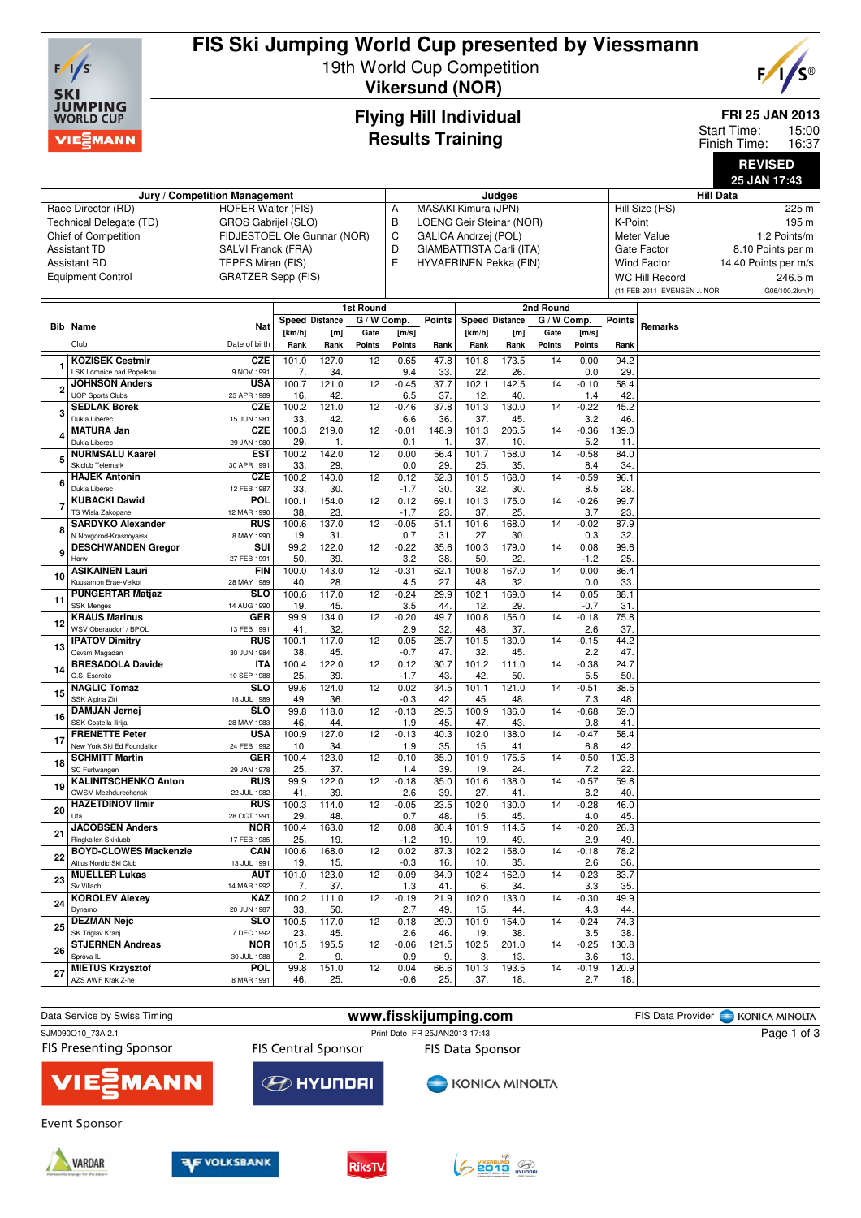# FIS Ski Jumping World Cup presented by Viessmann

19th World Cup Competition
**Vikersund (NOR)**

## Flying Hill Individual
## Results Training

**FRI 25 JAN 2013**
Start Time: 15:00
Finish Time: 16:37

**REVISED**
**25 JAN 17:43**

| Jury / Competition Management | | Judges | | Hill Data | |
|---|---|---|---|---|---|
| Race Director (RD) | HOFER Walter (FIS) | A | MASAKI Kimura (JPN) | Hill Size (HS) | 225 m |
| Technical Delegate (TD) | GROS Gabrijel (SLO) | B | LOENG Geir Steinar (NOR) | K-Point | 195 m |
| Chief of Competition | FIDJESTOL Ole Gunnar (NOR) | C | GALICA Andrzej (POL) | Meter Value | 1.2 Points/m |
| Assistant TD | SALVI Franck (FRA) | D | GIAMBATTISTA Carli (ITA) | Gate Factor | 8.10 Points per m |
| Assistant RD | TEPES Miran (FIS) | E | HYVAERINEN Pekka (FIN) | Wind Factor | 14.40 Points per m/s |
| Equipment Control | GRATZER Sepp (FIS) | | | WC Hill Record | 246.5 m |
| | | | | (11 FEB 2011 EVENSEN J. NOR | G06/100.2km/h) |

| Bib | Name / Club | Nat / Date of birth | 1st Round Speed [km/h] / Rank | Distance [m] / Rank | Gate / Points | [m/s] / Points | Points / Rank | 2nd Round Speed [km/h] / Rank | Distance [m] / Rank | Gate / Points | [m/s] / Points | Points / Rank | Remarks |
|---|---|---|---|---|---|---|---|---|---|---|---|---|---|
| 1 | KOZISEK Cestmir / LSK Lomnice nad Popelkou | CZE / 9 NOV 1991 | 101.0 / 7. | 127.0 / 34. | 12 | -0.65 / 9.4 | 47.8 / 33. | 101.8 / 22. | 173.5 / 26. | 14 | 0.00 / 0.0 | 94.2 / 29. | |
| 2 | JOHNSON Anders / UOP Sports Clubs | USA / 23 APR 1989 | 100.7 / 16. | 121.0 / 42. | 12 | -0.45 / 6.5 | 37.7 / 37. | 102.1 / 12. | 142.5 / 40. | 14 | -0.10 / 1.4 | 58.4 / 42. | |
| 3 | SEDLAK Borek / Dukla Liberec | CZE / 15 JUN 1981 | 100.2 / 33. | 121.0 / 42. | 12 | -0.46 / 6.6 | 37.8 / 36. | 101.3 / 37. | 130.0 / 45. | 14 | -0.22 / 3.2 | 45.2 / 46. | |
| 4 | MATURA Jan / Dukla Liberec | CZE / 29 JAN 1980 | 100.3 / 29. | 219.0 / 1. | 12 | -0.01 / 0.1 | 148.9 / 1. | 101.3 / 37. | 206.5 / 10. | 14 | -0.36 / 5.2 | 139.0 / 11. | |
| 5 | NURMSALU Kaarel / Skiclub Telemark | EST / 30 APR 1991 | 100.2 / 33. | 142.0 / 29. | 12 | 0.00 / 0.0 | 56.4 / 29. | 101.7 / 25. | 158.0 / 35. | 14 | -0.58 / 8.4 | 84.0 / 34. | |
| 6 | HAJEK Antonin / Dukla Liberec | CZE / 12 FEB 1987 | 100.2 / 33. | 140.0 / 30. | 12 | 0.12 / -1.7 | 52.3 / 30. | 101.5 / 32. | 168.0 / 30. | 14 | -0.59 / 8.5 | 96.1 / 28. | |
| 7 | KUBACKI Dawid / TS Wisla Zakopane | POL / 12 MAR 1990 | 100.1 / 38. | 154.0 / 23. | 12 | 0.12 / -1.7 | 69.1 / 23. | 101.3 / 37. | 175.0 / 25. | 14 | -0.26 / 3.7 | 99.7 / 23. | |
| 8 | SARDYKO Alexander / N.Novgorod-Krasnoyarsk | RUS / 8 MAY 1990 | 100.6 / 19. | 137.0 / 31. | 12 | -0.05 / 0.7 | 51.1 / 31. | 101.6 / 27. | 168.0 / 30. | 14 | -0.02 / 0.3 | 87.9 / 32. | |
| 9 | DESCHWANDEN Gregor / Horw | SUI / 27 FEB 1991 | 99.2 / 50. | 122.0 / 39. | 12 | -0.22 / 3.2 | 35.6 / 38. | 100.3 / 50. | 179.0 / 22. | 14 | 0.08 / -1.2 | 99.6 / 25. | |
| 10 | ASIKAINEN Lauri / Kuusamon Erae-Veikot | FIN / 28 MAY 1989 | 100.0 / 40. | 143.0 / 28. | 12 | -0.31 / 4.5 | 62.1 / 27. | 100.8 / 48. | 167.0 / 32. | 14 | 0.00 / 0.0 | 86.4 / 33. | |
| 11 | PUNGERTAR Matjaz / SSK Menges | SLO / 14 AUG 1990 | 100.6 / 19. | 117.0 / 45. | 12 | -0.24 / 3.5 | 29.9 / 44. | 102.1 / 12. | 169.0 / 29. | 14 | 0.05 / -0.7 | 88.1 / 31. | |
| 12 | KRAUS Marinus / WSV Oberaudorf / BPOL | GER / 13 FEB 1991 | 99.9 / 41. | 134.0 / 32. | 12 | -0.20 / 2.9 | 49.7 / 32. | 100.8 / 48. | 156.0 / 37. | 14 | -0.18 / 2.6 | 75.8 / 37. | |
| 13 | IPATOV Dimitry / Osvsm Magadan | RUS / 30 JUN 1984 | 100.1 / 38. | 117.0 / 45. | 12 | 0.05 / -0.7 | 25.7 / 47. | 101.5 / 32. | 130.0 / 45. | 14 | -0.15 / 2.2 | 44.2 / 47. | |
| 14 | BRESADOLA Davide / C.S. Esercito | ITA / 10 SEP 1988 | 100.4 / 25. | 122.0 / 39. | 12 | 0.12 / -1.7 | 30.7 / 43. | 101.2 / 42. | 111.0 / 50. | 14 | -0.38 / 5.5 | 24.7 / 50. | |
| 15 | NAGLIC Tomaz / SSK Alpina Ziri | SLO / 18 JUL 1989 | 99.6 / 49. | 124.0 / 36. | 12 | 0.02 / -0.3 | 34.5 / 42. | 101.1 / 45. | 121.0 / 48. | 14 | -0.51 / 7.3 | 38.5 / 48. | |
| 16 | DAMJAN Jernej / SSK Costella Ilirija | SLO / 28 MAY 1983 | 99.8 / 46. | 118.0 / 44. | 12 | -0.13 / 1.9 | 29.5 / 45. | 100.9 / 47. | 136.0 / 43. | 14 | -0.68 / 9.8 | 59.0 / 41. | |
| 17 | FRENETTE Peter / New York Ski Ed Foundation | USA / 24 FEB 1992 | 100.9 / 10. | 127.0 / 34. | 12 | -0.13 / 1.9 | 40.3 / 35. | 102.0 / 15. | 138.0 / 41. | 14 | -0.47 / 6.8 | 58.4 / 42. | |
| 18 | SCHMITT Martin / SC Furtwangen | GER / 29 JAN 1978 | 100.4 / 25. | 123.0 / 37. | 12 | -0.10 / 1.4 | 35.0 / 39. | 101.9 / 19. | 175.5 / 24. | 14 | -0.50 / 7.2 | 103.8 / 22. | |
| 19 | KALINITSCHENKO Anton / CWSM Mezhdurechensk | RUS / 22 JUL 1982 | 99.9 / 41. | 122.0 / 39. | 12 | -0.18 / 2.6 | 35.0 / 39. | 101.6 / 27. | 138.0 / 41. | 14 | -0.57 / 8.2 | 59.8 / 40. | |
| 20 | HAZETDINOV Ilmir / Ufa | RUS / 28 OCT 1991 | 100.3 / 29. | 114.0 / 48. | 12 | -0.05 / 0.7 | 23.5 / 48. | 102.0 / 15. | 130.0 / 45. | 14 | -0.28 / 4.0 | 46.0 / 45. | |
| 21 | JACOBSEN Anders / Ringkollen Skiklubb | NOR / 17 FEB 1985 | 100.4 / 25. | 163.0 / 19. | 12 | 0.08 / -1.2 | 80.4 / 19. | 101.9 / 19. | 114.5 / 49. | 14 | -0.20 / 2.9 | 26.3 / 49. | |
| 22 | BOYD-CLOWES Mackenzie / Altius Nordic Ski Club | CAN / 13 JUL 1991 | 100.6 / 19. | 168.0 / 15. | 12 | 0.02 / -0.3 | 87.3 / 16. | 102.2 / 10. | 158.0 / 35. | 14 | -0.18 / 2.6 | 78.2 / 36. | |
| 23 | MUELLER Lukas / Sv Villach | AUT / 14 MAR 1992 | 101.0 / 7. | 123.0 / 37. | 12 | -0.09 / 1.3 | 34.9 / 41. | 102.4 / 6. | 162.0 / 34. | 14 | -0.23 / 3.3 | 83.7 / 35. | |
| 24 | KOROLEV Alexey / Dynamo | KAZ / 20 JUN 1987 | 100.2 / 33. | 111.0 / 50. | 12 | -0.19 / 2.7 | 21.9 / 49. | 102.0 / 15. | 133.0 / 44. | 14 | -0.30 / 4.3 | 49.9 / 44. | |
| 25 | DEZMAN Nejc / SK Triglav Kranj | SLO / 7 DEC 1992 | 100.5 / 23. | 117.0 / 45. | 12 | -0.18 / 2.6 | 29.0 / 46. | 101.9 / 19. | 154.0 / 38. | 14 | -0.24 / 3.5 | 74.3 / 38. | |
| 26 | STJERNEN Andreas / Sprova IL | NOR / 30 JUL 1988 | 101.5 / 2. | 195.5 / 9. | 12 | -0.06 / 0.9 | 121.5 / 9. | 102.5 / 3. | 201.0 / 13. | 14 | -0.25 / 3.6 | 130.8 / 13. | |
| 27 | MIETUS Krzysztof / AZS AWF Krak Z-ne | POL / 8 MAR 1991 | 99.8 / 46. | 151.0 / 25. | 12 | 0.04 / -0.6 | 66.6 / 25. | 101.3 / 37. | 193.5 / 18. | 14 | -0.19 / 2.7 | 120.9 / 18. | |

Data Service by Swiss Timing — www.fisskijumping.com — FIS Data Provider KONICA MINOLTA

SJM090O10_73A 2.1 — Print Date FR 25JAN2013 17:43

FIS Presenting Sponsor: VIESSMANN — FIS Central Sponsor: HYUNDAI — FIS Data Sponsor: KONICA MINOLTA

Event Sponsor: VARDAR, VOLKSBANK, RiksTV, VIKERSUND 2013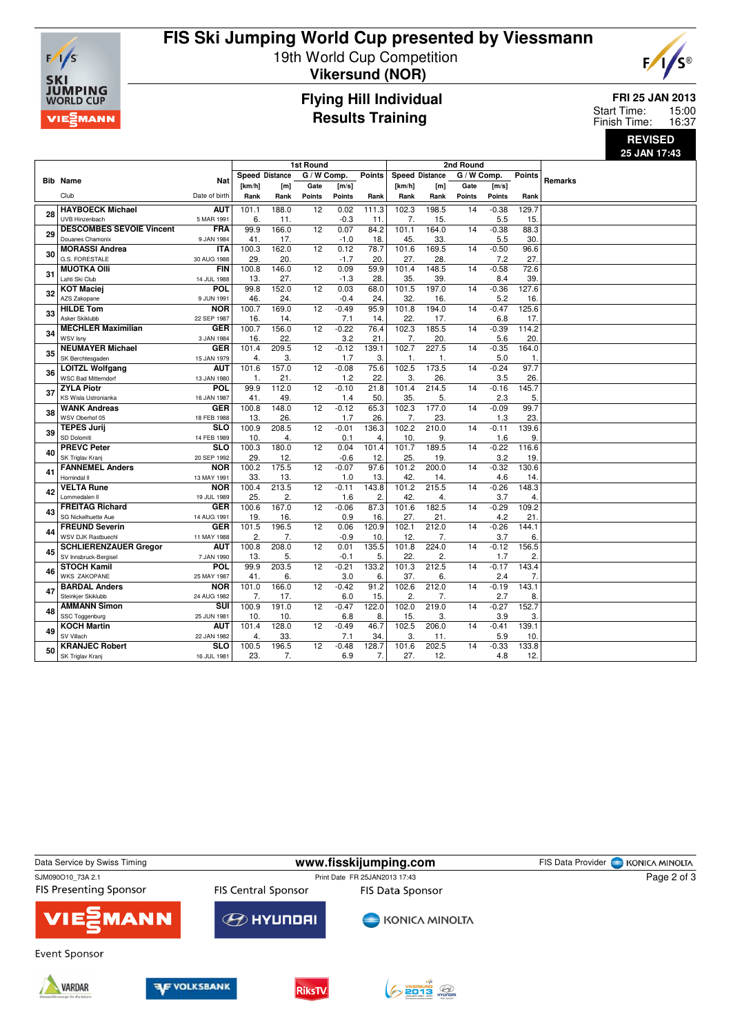# FIS Ski Jumping World Cup presented by Viessmann

19th World Cup Competition
**Vikersund (NOR)**

## Flying Hill Individual
## Results Training

**FRI 25 JAN 2013**
Start Time: 15:00
Finish Time: 16:37

**REVISED**
**25 JAN 17:43**

| Bib | Name / Club | Nat / Date of birth | 1st Round Speed [km/h] / Rank | Distance [m] / Rank | Gate / Points | W Comp. [m/s] / Points | Points / Rank | 2nd Round Speed [km/h] / Rank | Distance [m] / Rank | Gate / Points | W Comp. [m/s] / Points | Points / Rank | Remarks |
|---|---|---|---|---|---|---|---|---|---|---|---|---|---|
| 28 | **HAYBOECK Michael** UVB Hinzenbach | **AUT** 5 MAR 1991 | 101.1 / 6. | 188.0 / 11. | 12 | 0.02 / -0.3 | 111.3 / 11. | 102.3 / 7. | 198.5 / 15. | 14 | -0.38 / 5.5 | 129.7 / 15. | |
| 29 | **DESCOMBES SEVOIE Vincent** Douanes Chamonix | **FRA** 9 JAN 1984 | 99.9 / 41. | 166.0 / 17. | 12 | 0.07 / -1.0 | 84.2 / 18. | 101.1 / 45. | 164.0 / 33. | 14 | -0.38 / 5.5 | 88.3 / 30. | |
| 30 | **MORASSI Andrea** G.S. FORESTALE | **ITA** 30 AUG 1988 | 100.3 / 29. | 162.0 / 20. | 12 | 0.12 / -1.7 | 78.7 / 20. | 101.6 / 27. | 169.5 / 28. | 14 | -0.50 / 7.2 | 96.6 / 27. | |
| 31 | **MUOTKA Olli** Lahti Ski Club | **FIN** 14 JUL 1988 | 100.8 / 13. | 146.0 / 27. | 12 | 0.09 / -1.3 | 59.9 / 28. | 101.4 / 35. | 148.5 / 39. | 14 | -0.58 / 8.4 | 72.6 / 39. | |
| 32 | **KOT Maciej** AZS Zakopane | **POL** 9 JUN 1991 | 99.8 / 46. | 152.0 / 24. | 12 | 0.03 / -0.4 | 68.0 / 24. | 101.5 / 32. | 197.0 / 16. | 14 | -0.36 / 5.2 | 127.6 / 16. | |
| 33 | **HILDE Tom** Asker Skiklubb | **NOR** 22 SEP 1987 | 100.7 / 16. | 169.0 / 14. | 12 | -0.49 / 7.1 | 95.9 / 14. | 101.8 / 22. | 194.0 / 17. | 14 | -0.47 / 6.8 | 125.6 / 17. | |
| 34 | **MECHLER Maximilian** WSV Isny | **GER** 3 JAN 1984 | 100.7 / 16. | 156.0 / 22. | 12 | -0.22 / 3.2 | 76.4 / 21. | 102.3 / 7. | 185.5 / 20. | 14 | -0.39 / 5.6 | 114.2 / 20. | |
| 35 | **NEUMAYER Michael** SK Berchtesgaden | **GER** 15 JAN 1979 | 101.4 / 4. | 209.5 / 3. | 12 | -0.12 / 1.7 | 139.1 / 3. | 102.7 / 1. | 227.5 / 1. | 14 | -0.35 / 5.0 | 164.0 / 1. | |
| 36 | **LOITZL Wolfgang** WSC Bad Mitterndorf | **AUT** 13 JAN 1980 | 101.6 / 1. | 157.0 / 21. | 12 | -0.08 / 1.2 | 75.6 / 22. | 102.5 / 3. | 173.5 / 26. | 14 | -0.24 / 3.5 | 97.7 / 26. | |
| 37 | **ZYLA Piotr** KS Wisla Ustronianka | **POL** 16 JAN 1987 | 99.9 / 41. | 112.0 / 49. | 12 | -0.10 / 1.4 | 21.8 / 50. | 101.4 / 35. | 214.5 / 5. | 14 | -0.16 / 2.3 | 145.7 / 5. | |
| 38 | **WANK Andreas** WSV Oberhof 05 | **GER** 18 FEB 1988 | 100.8 / 13. | 148.0 / 26. | 12 | -0.12 / 1.7 | 65.3 / 26. | 102.3 / 7. | 177.0 / 23. | 14 | -0.09 / 1.3 | 99.7 / 23. | |
| 39 | **TEPES Jurij** SD Dolomiti | **SLO** 14 FEB 1989 | 100.9 / 10. | 208.5 / 4. | 12 | -0.01 / 0.1 | 136.3 / 4. | 102.2 / 10. | 210.0 / 9. | 14 | -0.11 / 1.6 | 139.6 / 9. | |
| 40 | **PREVC Peter** SK Triglav Kranj | **SLO** 20 SEP 1992 | 100.3 / 29. | 180.0 / 12. | 12 | 0.04 / -0.6 | 101.4 / 12. | 101.7 / 25. | 189.5 / 19. | 14 | -0.22 / 3.2 | 116.6 / 19. | |
| 41 | **FANNEMEL Anders** Hornindal Il | **NOR** 13 MAY 1991 | 100.2 / 33. | 175.5 / 13. | 12 | -0.07 / 1.0 | 97.6 / 13. | 101.2 / 42. | 200.0 / 14. | 14 | -0.32 / 4.6 | 130.6 / 14. | |
| 42 | **VELTA Rune** Lommedalen Il | **NOR** 19 JUL 1989 | 100.4 / 25. | 213.5 / 2. | 12 | -0.11 / 1.6 | 143.8 / 2. | 101.2 / 42. | 215.5 / 4. | 14 | -0.26 / 3.7 | 148.3 / 4. | |
| 43 | **FREITAG Richard** SG Nickelhuette Aue | **GER** 14 AUG 1991 | 100.6 / 19. | 167.0 / 16. | 12 | -0.06 / 0.9 | 87.3 / 16. | 101.6 / 27. | 182.5 / 21. | 14 | -0.29 / 4.2 | 109.2 / 21. | |
| 44 | **FREUND Severin** WSV DJK Rastbuechl | **GER** 11 MAY 1988 | 101.5 / 2. | 196.5 / 7. | 12 | 0.06 / -0.9 | 120.9 / 10. | 102.1 / 12. | 212.0 / 7. | 14 | -0.26 / 3.7 | 144.1 / 6. | |
| 45 | **SCHLIERENZAUER Gregor** SV Innsbruck-Bergisel | **AUT** 7 JAN 1990 | 100.8 / 13. | 208.0 / 5. | 12 | 0.01 / -0.1 | 135.5 / 5. | 101.8 / 22. | 224.0 / 2. | 14 | -0.12 / 1.7 | 156.5 / 2. | |
| 46 | **STOCH Kamil** WKS ZAKOPANE | **POL** 25 MAY 1987 | 99.9 / 41. | 203.5 / 6. | 12 | -0.21 / 3.0 | 133.2 / 6. | 101.3 / 37. | 212.5 / 6. | 14 | -0.17 / 2.4 | 143.4 / 7. | |
| 47 | **BARDAL Anders** Steinkjer Skiklubb | **NOR** 24 AUG 1982 | 101.0 / 7. | 166.0 / 17. | 12 | -0.42 / 6.0 | 91.2 / 15. | 102.6 / 2. | 212.0 / 7. | 14 | -0.19 / 2.7 | 143.1 / 8. | |
| 48 | **AMMANN Simon** SSC Toggenburg | **SUI** 25 JUN 1981 | 100.9 / 10. | 191.0 / 10. | 12 | -0.47 / 6.8 | 122.0 / 8. | 102.0 / 15. | 219.0 / 3. | 14 | -0.27 / 3.9 | 152.7 / 3. | |
| 49 | **KOCH Martin** SV Villach | **AUT** 22 JAN 1982 | 101.4 / 4. | 128.0 / 33. | 12 | -0.49 / 7.1 | 46.7 / 34. | 102.5 / 3. | 206.0 / 11. | 14 | -0.41 / 5.9 | 139.1 / 10. | |
| 50 | **KRANJEC Robert** SK Triglav Kranj | **SLO** 16 JUL 1981 | 100.5 / 23. | 196.5 / 7. | 12 | -0.48 / 6.9 | 128.7 / 7. | 101.6 / 27. | 202.5 / 12. | 14 | -0.33 / 4.8 | 133.8 / 12. | |

Data Service by Swiss Timing | www.fisskijumping.com | FIS Data Provider KONICA MINOLTA

SJM090O10_73A 2.1 | Print Date FR 25JAN2013 17:43

FIS Presenting Sponsor: VIESSMANN | FIS Central Sponsor: HYUNDAI | FIS Data Sponsor: KONICA MINOLTA

Event Sponsor: VARDAR, VOLKSBANK, RiksTV, VIKERSUND 2013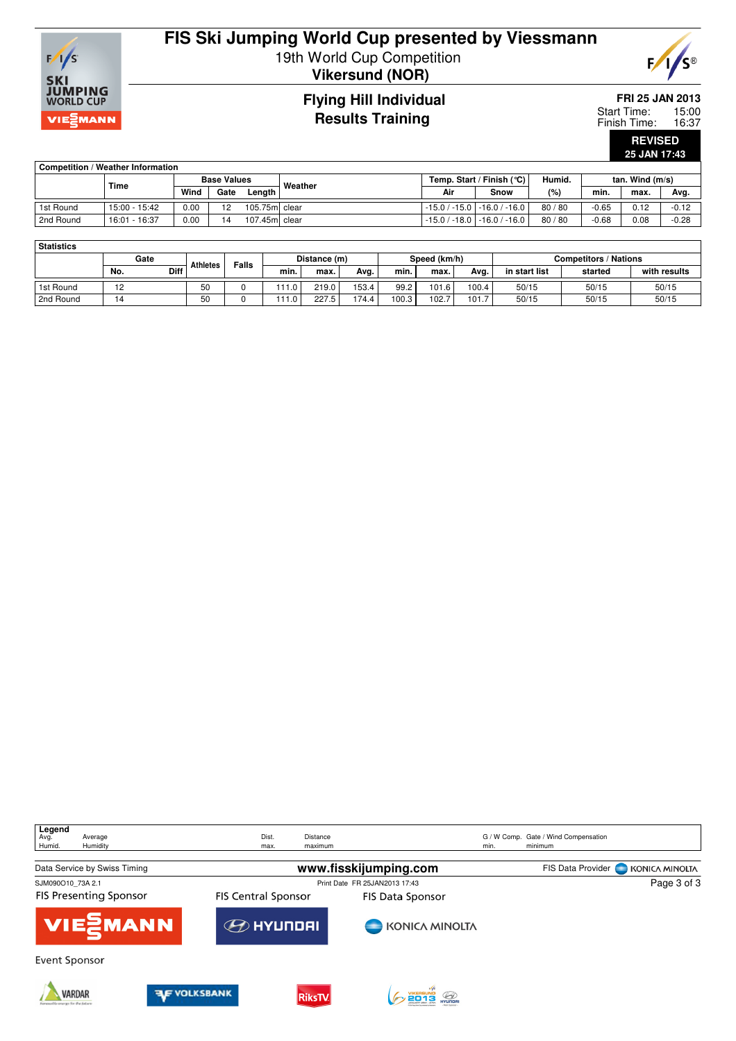# FIS Ski Jumping World Cup presented by Viessmann

19th World Cup Competition

**Vikersund (NOR)**

## Flying Hill Individual
## Results Training

**FRI 25 JAN 2013**

Start Time: 15:00
Finish Time: 16:37

**REVISED**
**25 JAN 17:43**

**Competition / Weather Information**

| | Time | Base Values | | | Weather | Temp. Start / Finish (°C) | | Humid. | tan. Wind (m/s) | | |
|---|---|---|---|---|---|---|---|---|---|---|---|
| | | Wind | Gate | Length | | Air | Snow | (%) | min. | max. | Avg. |
| 1st Round | 15:00 - 15:42 | 0.00 | 12 | 105.75m | clear | -15.0 / -15.0 | -16.0 / -16.0 | 80 / 80 | -0.65 | 0.12 | -0.12 |
| 2nd Round | 16:01 - 16:37 | 0.00 | 14 | 107.45m | clear | -15.0 / -18.0 | -16.0 / -16.0 | 80 / 80 | -0.68 | 0.08 | -0.28 |

**Statistics**

| | Gate | | Athletes | Falls | Distance (m) | | | Speed (km/h) | | | Competitors / Nations | | |
|---|---|---|---|---|---|---|---|---|---|---|---|---|---|
| | No. | Diff | | | min. | max. | Avg. | min. | max. | Avg. | in start list | started | with results |
| 1st Round | 12 | | 50 | 0 | 111.0 | 219.0 | 153.4 | 99.2 | 101.6 | 100.4 | 50/15 | 50/15 | 50/15 |
| 2nd Round | 14 | | 50 | 0 | 111.0 | 227.5 | 174.4 | 100.3 | 102.7 | 101.7 | 50/15 | 50/15 | 50/15 |

**Legend**

| | | | | | |
|---|---|---|---|---|---|
| Avg. | Average | Dist. | Distance | G / W Comp. | Gate / Wind Compensation |
| Humid. | Humidity | max. | maximum | min. | minimum |

Data Service by Swiss Timing — www.fisskijumping.com — FIS Data Provider KONICA MINOLTA

SJM090O10_73A 2.1 — Print Date FR 25JAN2013 17:43

FIS Presenting Sponsor: VIESSMANN — FIS Central Sponsor: HYUNDAI — FIS Data Sponsor: KONICA MINOLTA

Event Sponsor: VARDAR, VOLKSBANK, RiksTV, VIKERSUND 2013, HYUNDAI